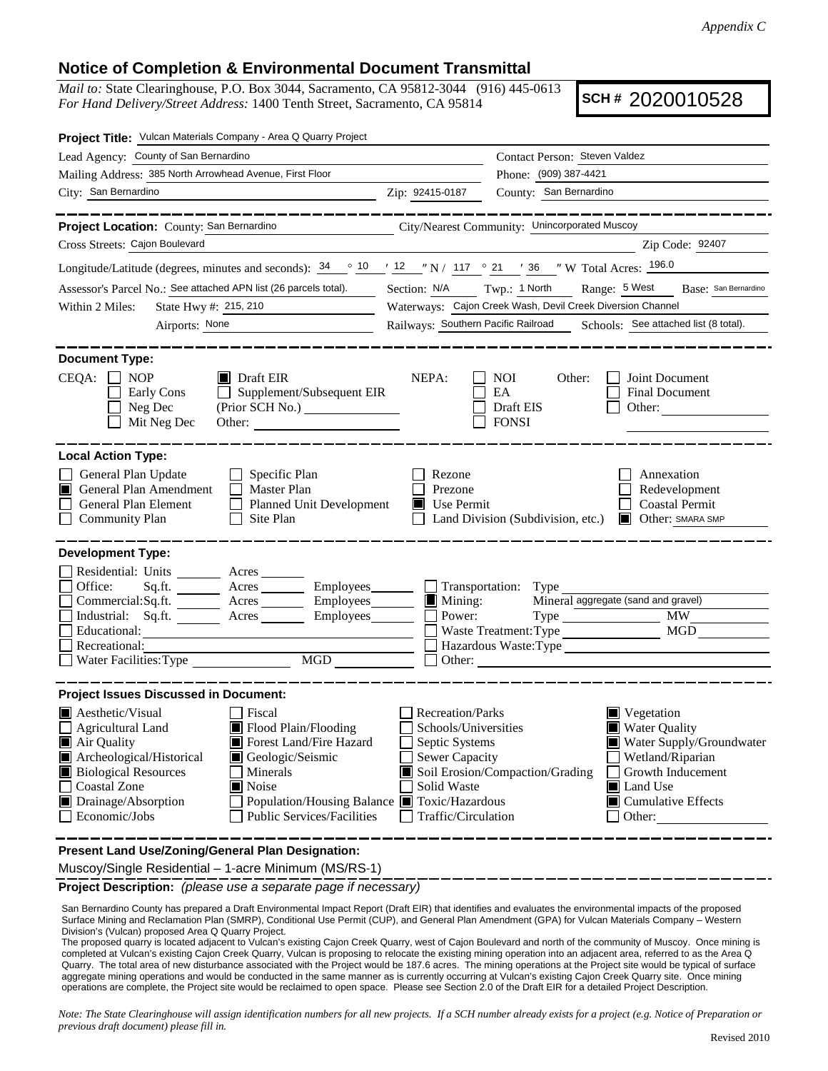*Appendix C*

## Notice of Completion & Environmental Document Transmittal

*Mail to:* State Clearinghouse, P.O. Box 3044, Sacramento, CA 95812-3044 (916) 445-0613
*For Hand Delivery/Street Address:* 1400 Tenth Street, Sacramento, CA 95814

**SCH #** 2020010528

**Project Title:** Vulcan Materials Company - Area Q Quarry Project

Lead Agency: County of San Bernardino
Contact Person: Steven Valdez
Mailing Address: 385 North Arrowhead Avenue, First Floor
Phone: (909) 387-4421
City: San Bernardino
Zip: 92415-0187
County: San Bernardino

**Project Location:** County: San Bernardino
City/Nearest Community: Unincorporated Muscoy
Cross Streets: Cajon Boulevard
Zip Code: 92407
Longitude/Latitude (degrees, minutes and seconds): 34 ° 10 ′ 12 ″ N / 117 ° 21 ′ 36 ″ W Total Acres: 196.0
Assessor's Parcel No.: See attached APN list (26 parcels total).
Section: N/A Twp.: 1 North Range: 5 West Base: San Bernardino
Within 2 Miles: State Hwy #: 215, 210
Waterways: Cajon Creek Wash, Devil Creek Diversion Channel
Airports: None
Railways: Southern Pacific Railroad
Schools: See attached list (8 total).

**Document Type:**

CEQA:
- [ ] NOP
- [ ] Early Cons
- [ ] Neg Dec
- [ ] Mit Neg Dec
- [x] Draft EIR
- [ ] Supplement/Subsequent EIR (Prior SCH No.) ______
- Other: ______

NEPA:
- [ ] NOI
- [ ] EA
- [ ] Draft EIS
- [ ] FONSI

Other:
- [ ] Joint Document
- [ ] Final Document
- [ ] Other: ______

**Local Action Type:**

- [ ] General Plan Update
- [x] General Plan Amendment
- [ ] General Plan Element
- [ ] Community Plan
- [ ] Specific Plan
- [ ] Master Plan
- [ ] Planned Unit Development
- [ ] Site Plan
- [ ] Rezone
- [ ] Prezone
- [x] Use Permit
- [ ] Land Division (Subdivision, etc.)
- [ ] Annexation
- [ ] Redevelopment
- [ ] Coastal Permit
- [x] Other: SMARA SMP

**Development Type:**

- [ ] Residential: Units ______ Acres ______
- [ ] Office: Sq.ft. ______ Acres ______ Employees ______
- [ ] Commercial: Sq.ft. ______ Acres ______ Employees ______
- [ ] Industrial: Sq.ft. ______ Acres ______ Employees ______
- [ ] Educational: ______
- [ ] Recreational: ______
- [ ] Water Facilities: Type ______ MGD ______
- [ ] Transportation: Type ______
- [x] Mining: Mineral aggregate (sand and gravel)
- [ ] Power: Type ______ MW ______
- [ ] Waste Treatment: Type ______ MGD ______
- [ ] Hazardous Waste: Type ______
- [ ] Other: ______

**Project Issues Discussed in Document:**

- [x] Aesthetic/Visual
- [ ] Agricultural Land
- [x] Air Quality
- [x] Archeological/Historical
- [x] Biological Resources
- [ ] Coastal Zone
- [x] Drainage/Absorption
- [ ] Economic/Jobs
- [ ] Fiscal
- [x] Flood Plain/Flooding
- [x] Forest Land/Fire Hazard
- [x] Geologic/Seismic
- [ ] Minerals
- [x] Noise
- [ ] Population/Housing Balance
- [ ] Public Services/Facilities
- [ ] Recreation/Parks
- [ ] Schools/Universities
- [ ] Septic Systems
- [ ] Sewer Capacity
- [x] Soil Erosion/Compaction/Grading
- [ ] Solid Waste
- [x] Toxic/Hazardous
- [ ] Traffic/Circulation
- [x] Vegetation
- [x] Water Quality
- [x] Water Supply/Groundwater
- [ ] Wetland/Riparian
- [ ] Growth Inducement
- [x] Land Use
- [x] Cumulative Effects
- [ ] Other: ______

**Present Land Use/Zoning/General Plan Designation:**

Muscoy/Single Residential – 1-acre Minimum (MS/RS-1)

**Project Description:** *(please use a separate page if necessary)*

San Bernardino County has prepared a Draft Environmental Impact Report (Draft EIR) that identifies and evaluates the environmental impacts of the proposed Surface Mining and Reclamation Plan (SMRP), Conditional Use Permit (CUP), and General Plan Amendment (GPA) for Vulcan Materials Company – Western Division's (Vulcan) proposed Area Q Quarry Project.
The proposed quarry is located adjacent to Vulcan's existing Cajon Creek Quarry, west of Cajon Boulevard and north of the community of Muscoy. Once mining is completed at Vulcan's existing Cajon Creek Quarry, Vulcan is proposing to relocate the existing mining operation into an adjacent area, referred to as the Area Q Quarry. The total area of new disturbance associated with the Project would be 187.6 acres. The mining operations at the Project site would be typical of surface aggregate mining operations and would be conducted in the same manner as is currently occurring at Vulcan's existing Cajon Creek Quarry site. Once mining operations are complete, the Project site would be reclaimed to open space. Please see Section 2.0 of the Draft EIR for a detailed Project Description.

*Note: The State Clearinghouse will assign identification numbers for all new projects. If a SCH number already exists for a project (e.g. Notice of Preparation or previous draft document) please fill in.*

Revised 2010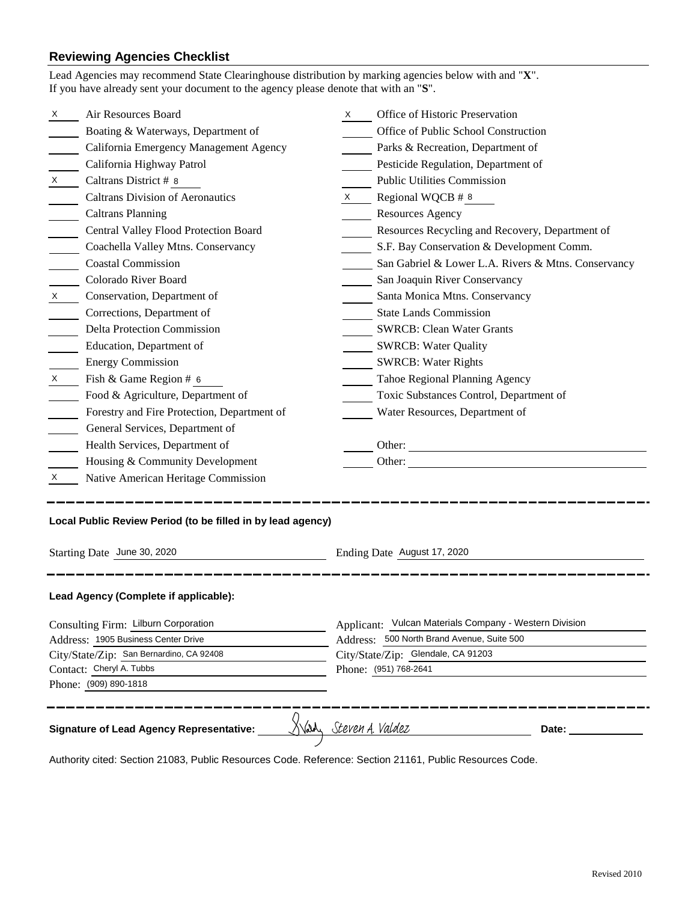## Reviewing Agencies Checklist

Lead Agencies may recommend State Clearinghouse distribution by marking agencies below with and "**X**".
If you have already sent your document to the agency please denote that with an "**S**".

| | | | |
|---|---|---|---|
| X | Air Resources Board | X | Office of Historic Preservation |
| | Boating & Waterways, Department of | | Office of Public School Construction |
| | California Emergency Management Agency | | Parks & Recreation, Department of |
| | California Highway Patrol | | Pesticide Regulation, Department of |
| X | Caltrans District # 8 | | Public Utilities Commission |
| | Caltrans Division of Aeronautics | X | Regional WQCB # 8 |
| | Caltrans Planning | | Resources Agency |
| | Central Valley Flood Protection Board | | Resources Recycling and Recovery, Department of |
| | Coachella Valley Mtns. Conservancy | | S.F. Bay Conservation & Development Comm. |
| | Coastal Commission | | San Gabriel & Lower L.A. Rivers & Mtns. Conservancy |
| | Colorado River Board | | San Joaquin River Conservancy |
| X | Conservation, Department of | | Santa Monica Mtns. Conservancy |
| | Corrections, Department of | | State Lands Commission |
| | Delta Protection Commission | | SWRCB: Clean Water Grants |
| | Education, Department of | | SWRCB: Water Quality |
| | Energy Commission | | SWRCB: Water Rights |
| X | Fish & Game Region # 6 | | Tahoe Regional Planning Agency |
| | Food & Agriculture, Department of | | Toxic Substances Control, Department of |
| | Forestry and Fire Protection, Department of | | Water Resources, Department of |
| | General Services, Department of | | |
| | Health Services, Department of | | Other: |
| | Housing & Community Development | | Other: |
| X | Native American Heritage Commission | | |

---

**Local Public Review Period (to be filled in by lead agency)**

Starting Date June 30, 2020

Ending Date August 17, 2020

---

**Lead Agency (Complete if applicable):**

Consulting Firm: Lilburn Corporation
Address: 1905 Business Center Drive
City/State/Zip: San Bernardino, CA 92408
Contact: Cheryl A. Tubbs
Phone: (909) 890-1818

Applicant: Vulcan Materials Company - Western Division
Address: 500 North Brand Avenue, Suite 500
City/State/Zip: Glendale, CA 91203
Phone: (951) 768-2641

---

**Signature of Lead Agency Representative:** Steven A. Valdez **Date:**

Authority cited: Section 21083, Public Resources Code. Reference: Section 21161, Public Resources Code.

Revised 2010